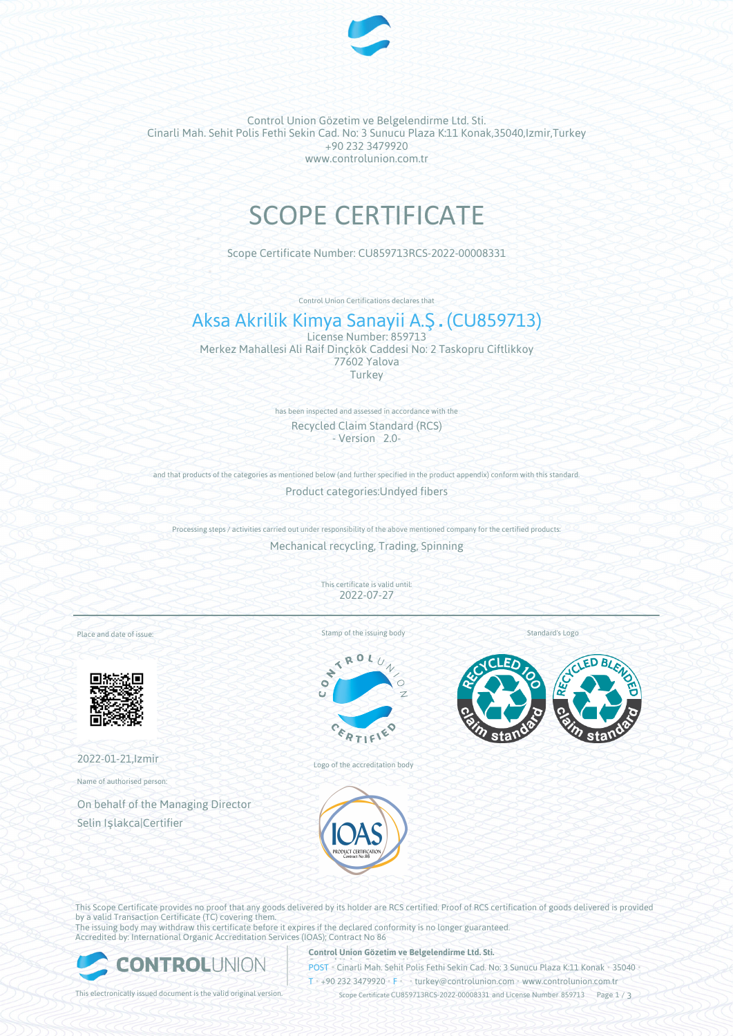Control Union Gözetim ve Belgelendirme Ltd. Sti.
Cinarli Mah. Sehit Polis Fethi Sekin Cad. No: 3 Sunucu Plaza K:11 Konak,35040,Izmir,Turkey
+90 232 3479920
www.controlunion.com.tr

# SCOPE CERTIFICATE

Scope Certificate Number: CU859713RCS-2022-00008331

Control Union Certifications declares that

## Aksa Akrilik Kimya Sanayii A.Ş. (CU859713)

License Number: 859713
Merkez Mahallesi Ali Raif Dinçkök Caddesi No: 2 Taskopru Ciftlikkoy
77602 Yalova
Turkey

has been inspected and assessed in accordance with the

Recycled Claim Standard (RCS)
- Version 2.0-

and that products of the categories as mentioned below (and further specified in the product appendix) conform with this standard.

Product categories:Undyed fibers

Processing steps / activities carried out under responsibility of the above mentioned company for the certified products:

Mechanical recycling, Trading, Spinning

This certificate is valid until:
2022-07-27

Place and date of issue:

2022-01-21,Izmir

Name of authorised person:

On behalf of the Managing Director
Selin Işlakca|Certifier

Stamp of the issuing body

Logo of the accreditation body

Standard's Logo

This Scope Certificate provides no proof that any goods delivered by its holder are RCS certified. Proof of RCS certification of goods delivered is provided by a valid Transaction Certificate (TC) covering them.
The issuing body may withdraw this certificate before it expires if the declared conformity is no longer guaranteed.
Accredited by: International Organic Accreditation Services (IOAS); Contract No 86

This electronically issued document is the valid original version.

**Control Union Gözetim ve Belgelendirme Ltd. Sti.**
POST • Cinarli Mah. Sehit Polis Fethi Sekin Cad. No: 3 Sunucu Plaza K:11 Konak • 35040 •
T • +90 232 3479920 • F • • turkey@controlunion.com • www.controlunion.com.tr

Scope Certificate CU859713RCS-2022-00008331 and License Number 859713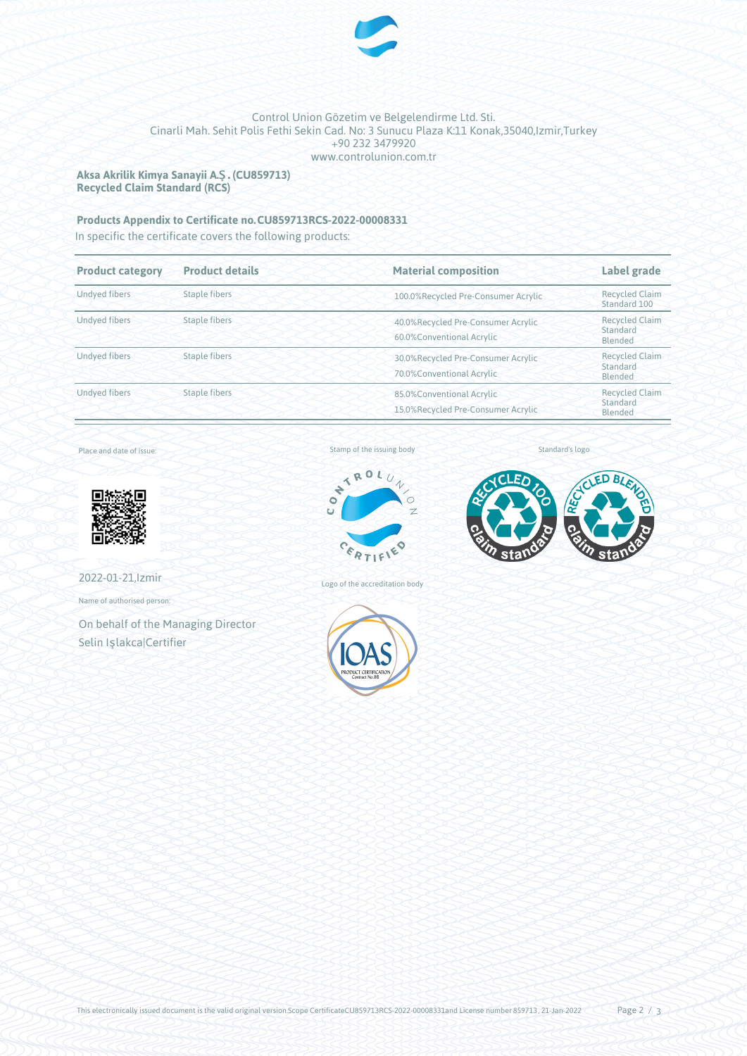Control Union Gözetim ve Belgelendirme Ltd. Sti.
Cinarli Mah. Sehit Polis Fethi Sekin Cad. No: 3 Sunucu Plaza K:11 Konak,35040,Izmir,Turkey
+90 232 3479920
www.controlunion.com.tr

**Aksa Akrilik Kimya Sanayii A.Ş . (CU859713)**
**Recycled Claim Standard (RCS)**

**Products Appendix to Certificate no.CU859713RCS-2022-00008331**

In specific the certificate covers the following products:

| Product category | Product details | Material composition | Label grade |
|---|---|---|---|
| Undyed fibers | Staple fibers | 100.0%Recycled Pre-Consumer Acrylic | Recycled Claim Standard 100 |
| Undyed fibers | Staple fibers | 40.0%Recycled Pre-Consumer Acrylic<br>60.0%Conventional Acrylic | Recycled Claim Standard Blended |
| Undyed fibers | Staple fibers | 30.0%Recycled Pre-Consumer Acrylic<br>70.0%Conventional Acrylic | Recycled Claim Standard Blended |
| Undyed fibers | Staple fibers | 85.0%Conventional Acrylic<br>15.0%Recycled Pre-Consumer Acrylic | Recycled Claim Standard Blended |

Place and date of issue:

2022-01-21,Izmir

Name of authorised person:

On behalf of the Managing Director
Selin Işlakca|Certifier

Stamp of the issuing body

Logo of the accreditation body

Standard's logo

This electronically issued document is the valid original version.Scope CertificateCU859713RCS-2022-00008331and License number 859713 , 21-Jan-2022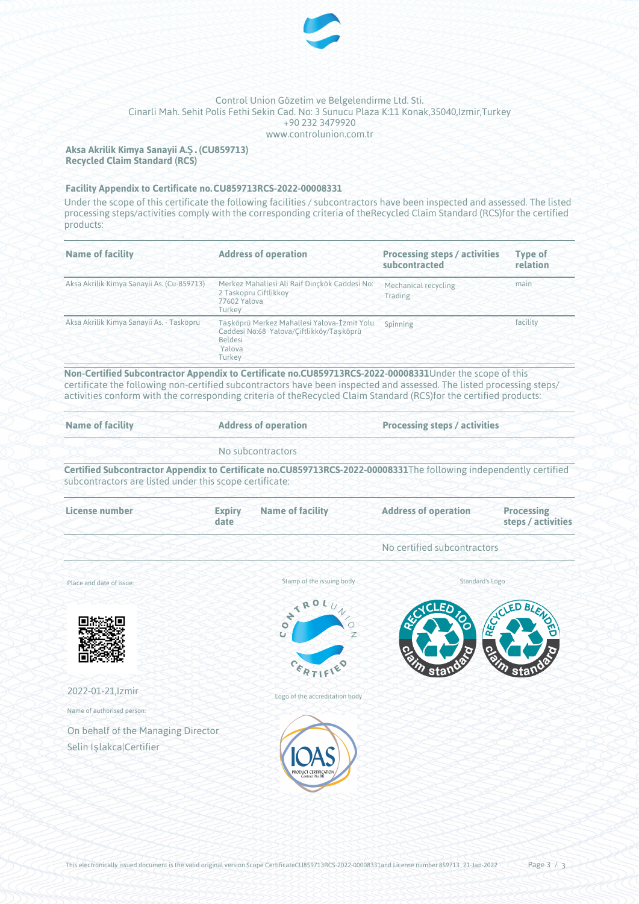Control Union Gözetim ve Belgelendirme Ltd. Sti.
Cinarli Mah. Sehit Polis Fethi Sekin Cad. No: 3 Sunucu Plaza K:11 Konak,35040,Izmir,Turkey
+90 232 3479920
www.controlunion.com.tr

**Aksa Akrilik Kimya Sanayii A.Ş . (CU859713)**
**Recycled Claim Standard (RCS)**

### Facility Appendix to Certificate no. CU859713RCS-2022-00008331

Under the scope of this certificate the following facilities / subcontractors have been inspected and assessed. The listed processing steps/activities comply with the corresponding criteria of theRecycled Claim Standard (RCS)for the certified products:

| Name of facility | Address of operation | Processing steps / activities subcontracted | Type of relation |
|---|---|---|---|
| Aksa Akrilik Kimya Sanayii As. (Cu-859713) | Merkez Mahallesi Ali Raif Dinçkök Caddesi No: 2 Taskopru Ciftlikkoy 77602 Yalova Turkey | Mechanical recycling Trading | main |
| Aksa Akrilik Kimya Sanayii As. - Taskopru | Taşköprü Merkez Mahallesi Yalova-İzmit Yolu Caddesi No:68 Yalova/Çiftlikköy/Taşköprü Beldesi Yalova Turkey | Spinning | facility |

**Non-Certified Subcontractor Appendix to Certificate no.CU859713RCS-2022-00008331**Under the scope of this certificate the following non-certified subcontractors have been inspected and assessed. The listed processing steps/ activities conform with the corresponding criteria of theRecycled Claim Standard (RCS)for the certified products:

| Name of facility | Address of operation | Processing steps / activities |
|---|---|---|
| | No subcontractors | |

**Certified Subcontractor Appendix to Certificate no.CU859713RCS-2022-00008331**The following independently certified subcontractors are listed under this scope certificate:

| License number | Expiry date | Name of facility | Address of operation | Processing steps / activities |
|---|---|---|---|---|
| | | | No certified subcontractors | |

Place and date of issue:

2022-01-21,Izmir

Name of authorised person:

On behalf of the Managing Director
Selin Işlakca|Certifier

Stamp of the issuing body

Logo of the accreditation body

Standard's Logo

This electronically issued document is the valid original version.Scope CertificateCU859713RCS-2022-00008331and License number 859713 , 21-Jan-2022